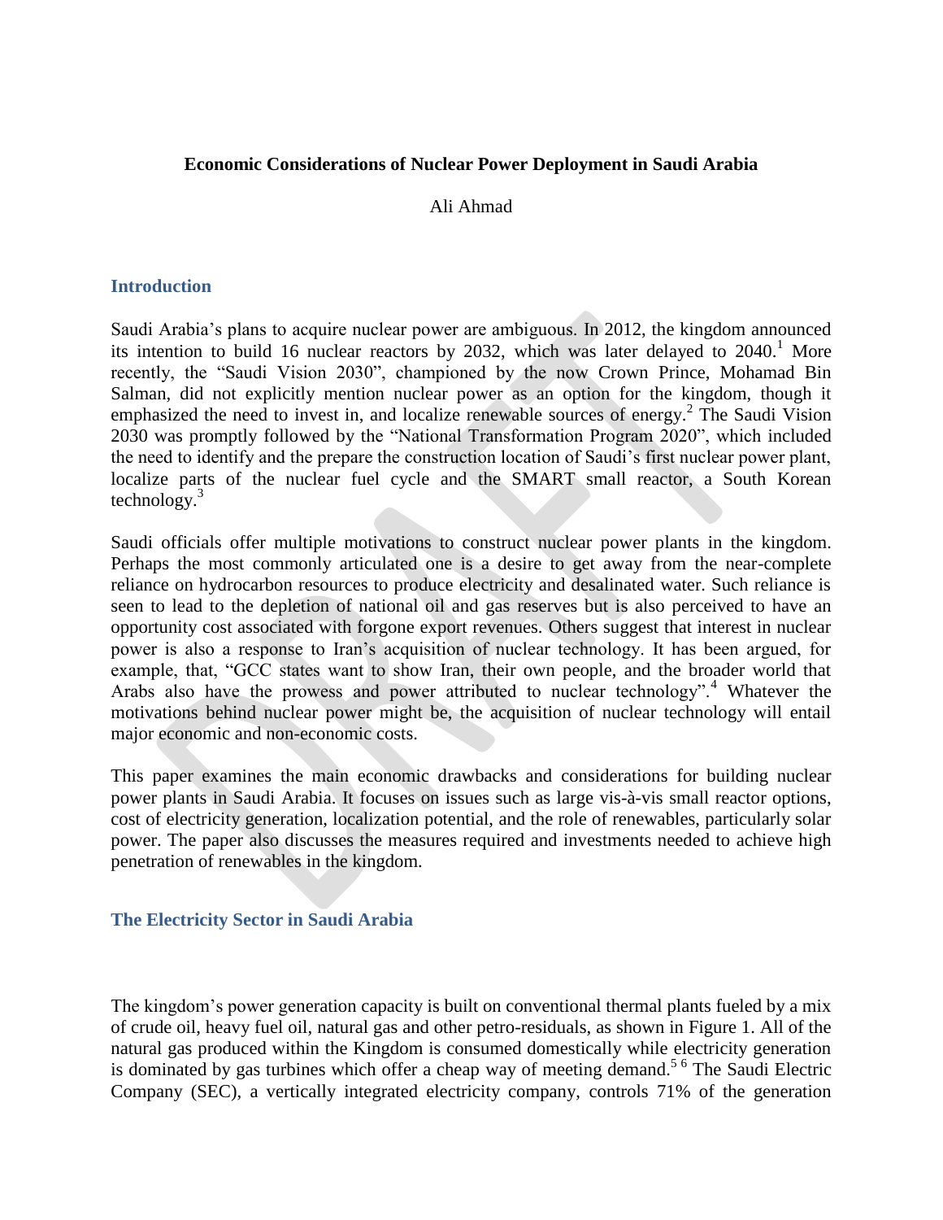# Economic Considerations of Nuclear Power Deployment in Saudi Arabia

Ali Ahmad

## Introduction

Saudi Arabia's plans to acquire nuclear power are ambiguous. In 2012, the kingdom announced its intention to build 16 nuclear reactors by 2032, which was later delayed to 2040.[1] More recently, the "Saudi Vision 2030", championed by the now Crown Prince, Mohamad Bin Salman, did not explicitly mention nuclear power as an option for the kingdom, though it emphasized the need to invest in, and localize renewable sources of energy.[2] The Saudi Vision 2030 was promptly followed by the "National Transformation Program 2020", which included the need to identify and the prepare the construction location of Saudi's first nuclear power plant, localize parts of the nuclear fuel cycle and the SMART small reactor, a South Korean technology.[3]

Saudi officials offer multiple motivations to construct nuclear power plants in the kingdom. Perhaps the most commonly articulated one is a desire to get away from the near-complete reliance on hydrocarbon resources to produce electricity and desalinated water. Such reliance is seen to lead to the depletion of national oil and gas reserves but is also perceived to have an opportunity cost associated with forgone export revenues. Others suggest that interest in nuclear power is also a response to Iran's acquisition of nuclear technology. It has been argued, for example, that, "GCC states want to show Iran, their own people, and the broader world that Arabs also have the prowess and power attributed to nuclear technology".[4] Whatever the motivations behind nuclear power might be, the acquisition of nuclear technology will entail major economic and non-economic costs.

This paper examines the main economic drawbacks and considerations for building nuclear power plants in Saudi Arabia. It focuses on issues such as large vis-à-vis small reactor options, cost of electricity generation, localization potential, and the role of renewables, particularly solar power. The paper also discusses the measures required and investments needed to achieve high penetration of renewables in the kingdom.

## The Electricity Sector in Saudi Arabia

The kingdom's power generation capacity is built on conventional thermal plants fueled by a mix of crude oil, heavy fuel oil, natural gas and other petro-residuals, as shown in Figure 1. All of the natural gas produced within the Kingdom is consumed domestically while electricity generation is dominated by gas turbines which offer a cheap way of meeting demand.[5] [6] The Saudi Electric Company (SEC), a vertically integrated electricity company, controls 71% of the generation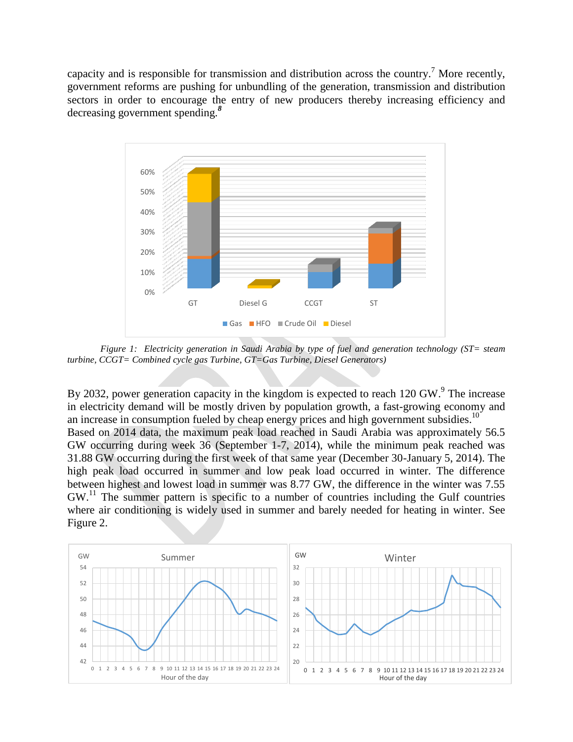capacity and is responsible for transmission and distribution across the country.[7] More recently, government reforms are pushing for unbundling of the generation, transmission and distribution sectors in order to encourage the entry of new producers thereby increasing efficiency and decreasing government spending.[8]

*Figure 1: Electricity generation in Saudi Arabia by type of fuel and generation technology (ST= steam turbine, CCGT= Combined cycle gas Turbine, GT=Gas Turbine, Diesel Generators)*

By 2032, power generation capacity in the kingdom is expected to reach 120 GW.[9] The increase in electricity demand will be mostly driven by population growth, a fast-growing economy and an increase in consumption fueled by cheap energy prices and high government subsidies.[10]
Based on 2014 data, the maximum peak load reached in Saudi Arabia was approximately 56.5 GW occurring during week 36 (September 1-7, 2014), while the minimum peak reached was 31.88 GW occurring during the first week of that same year (December 30-January 5, 2014). The high peak load occurred in summer and low peak load occurred in winter. The difference between highest and lowest load in summer was 8.77 GW, the difference in the winter was 7.55 GW.[11] The summer pattern is specific to a number of countries including the Gulf countries where air conditioning is widely used in summer and barely needed for heating in winter. See Figure 2.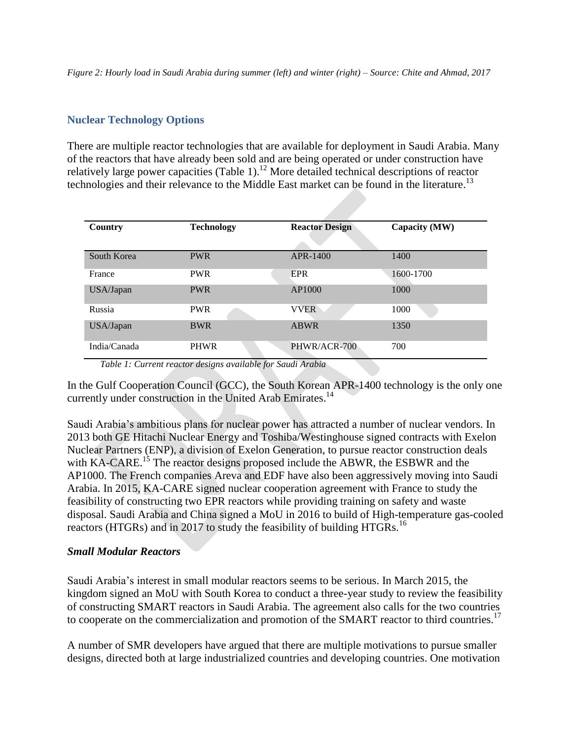*Figure 2: Hourly load in Saudi Arabia during summer (left) and winter (right) – Source: Chite and Ahmad, 2017*

## Nuclear Technology Options

There are multiple reactor technologies that are available for deployment in Saudi Arabia. Many of the reactors that have already been sold and are being operated or under construction have relatively large power capacities (Table 1).[12] More detailed technical descriptions of reactor technologies and their relevance to the Middle East market can be found in the literature.[13]

| Country | Technology | Reactor Design | Capacity (MW) |
|---|---|---|---|
| South Korea | PWR | APR-1400 | 1400 |
| France | PWR | EPR | 1600-1700 |
| USA/Japan | PWR | AP1000 | 1000 |
| Russia | PWR | VVER | 1000 |
| USA/Japan | BWR | ABWR | 1350 |
| India/Canada | PHWR | PHWR/ACR-700 | 700 |

*Table 1: Current reactor designs available for Saudi Arabia*

In the Gulf Cooperation Council (GCC), the South Korean APR-1400 technology is the only one currently under construction in the United Arab Emirates.[14]

Saudi Arabia's ambitious plans for nuclear power has attracted a number of nuclear vendors. In 2013 both GE Hitachi Nuclear Energy and Toshiba/Westinghouse signed contracts with Exelon Nuclear Partners (ENP), a division of Exelon Generation, to pursue reactor construction deals with KA-CARE.[15] The reactor designs proposed include the ABWR, the ESBWR and the AP1000. The French companies Areva and EDF have also been aggressively moving into Saudi Arabia. In 2015, KA-CARE signed nuclear cooperation agreement with France to study the feasibility of constructing two EPR reactors while providing training on safety and waste disposal. Saudi Arabia and China signed a MoU in 2016 to build of High-temperature gas-cooled reactors (HTGRs) and in 2017 to study the feasibility of building HTGRs.[16]

### *Small Modular Reactors*

Saudi Arabia's interest in small modular reactors seems to be serious. In March 2015, the kingdom signed an MoU with South Korea to conduct a three-year study to review the feasibility of constructing SMART reactors in Saudi Arabia. The agreement also calls for the two countries to cooperate on the commercialization and promotion of the SMART reactor to third countries.[17]

A number of SMR developers have argued that there are multiple motivations to pursue smaller designs, directed both at large industrialized countries and developing countries. One motivation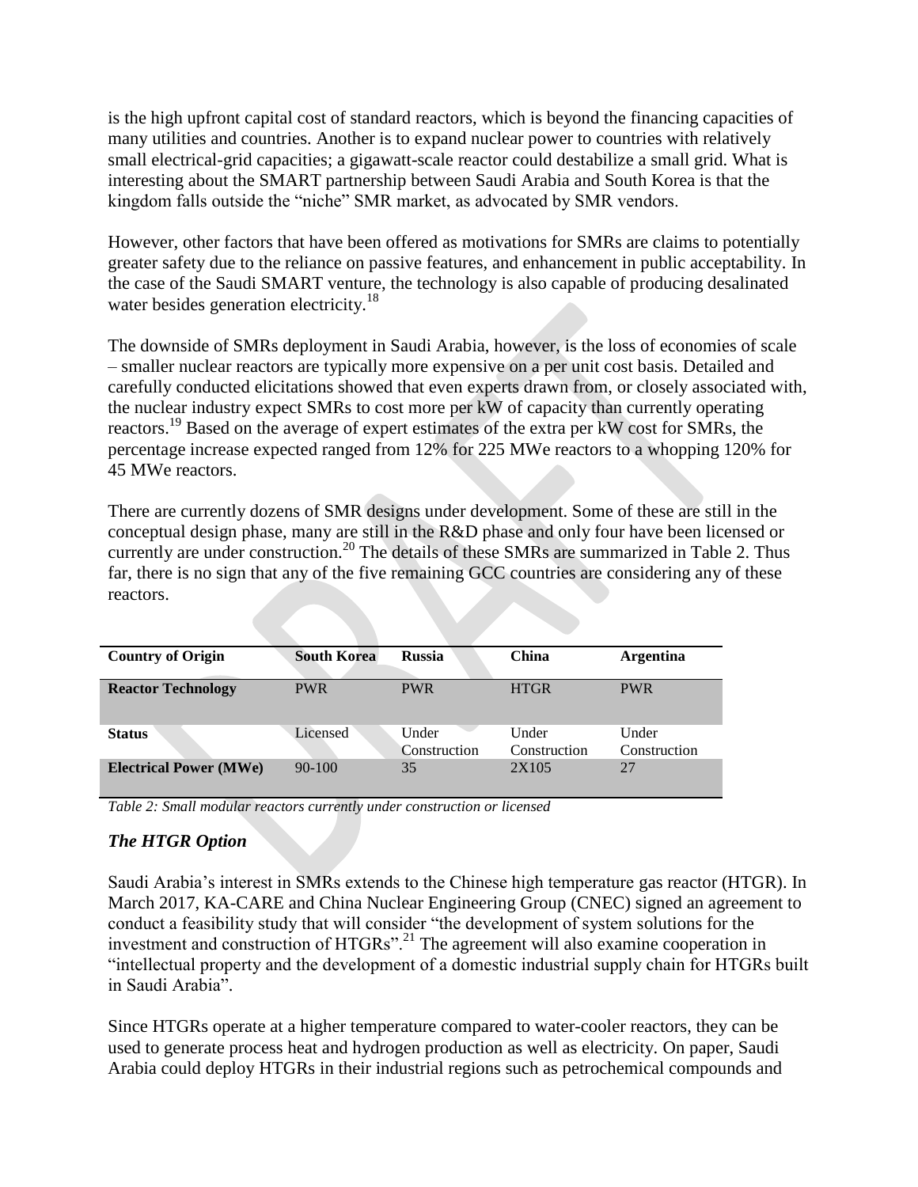is the high upfront capital cost of standard reactors, which is beyond the financing capacities of many utilities and countries. Another is to expand nuclear power to countries with relatively small electrical-grid capacities; a gigawatt-scale reactor could destabilize a small grid. What is interesting about the SMART partnership between Saudi Arabia and South Korea is that the kingdom falls outside the "niche" SMR market, as advocated by SMR vendors.

However, other factors that have been offered as motivations for SMRs are claims to potentially greater safety due to the reliance on passive features, and enhancement in public acceptability. In the case of the Saudi SMART venture, the technology is also capable of producing desalinated water besides generation electricity.[18]

The downside of SMRs deployment in Saudi Arabia, however, is the loss of economies of scale – smaller nuclear reactors are typically more expensive on a per unit cost basis. Detailed and carefully conducted elicitations showed that even experts drawn from, or closely associated with, the nuclear industry expect SMRs to cost more per kW of capacity than currently operating reactors.[19] Based on the average of expert estimates of the extra per kW cost for SMRs, the percentage increase expected ranged from 12% for 225 MWe reactors to a whopping 120% for 45 MWe reactors.

There are currently dozens of SMR designs under development. Some of these are still in the conceptual design phase, many are still in the R&D phase and only four have been licensed or currently are under construction.[20] The details of these SMRs are summarized in Table 2. Thus far, there is no sign that any of the five remaining GCC countries are considering any of these reactors.

| **Country of Origin** | **South Korea** | **Russia** | **China** | **Argentina** |
|---|---|---|---|---|
| **Reactor Technology** | PWR | PWR | HTGR | PWR |
| **Status** | Licensed | Under Construction | Under Construction | Under Construction |
| **Electrical Power (MWe)** | 90-100 | 35 | 2X105 | 27 |

*Table 2: Small modular reactors currently under construction or licensed*

### *The HTGR Option*

Saudi Arabia's interest in SMRs extends to the Chinese high temperature gas reactor (HTGR). In March 2017, KA-CARE and China Nuclear Engineering Group (CNEC) signed an agreement to conduct a feasibility study that will consider "the development of system solutions for the investment and construction of HTGRs".[21] The agreement will also examine cooperation in "intellectual property and the development of a domestic industrial supply chain for HTGRs built in Saudi Arabia".

Since HTGRs operate at a higher temperature compared to water-cooler reactors, they can be used to generate process heat and hydrogen production as well as electricity. On paper, Saudi Arabia could deploy HTGRs in their industrial regions such as petrochemical compounds and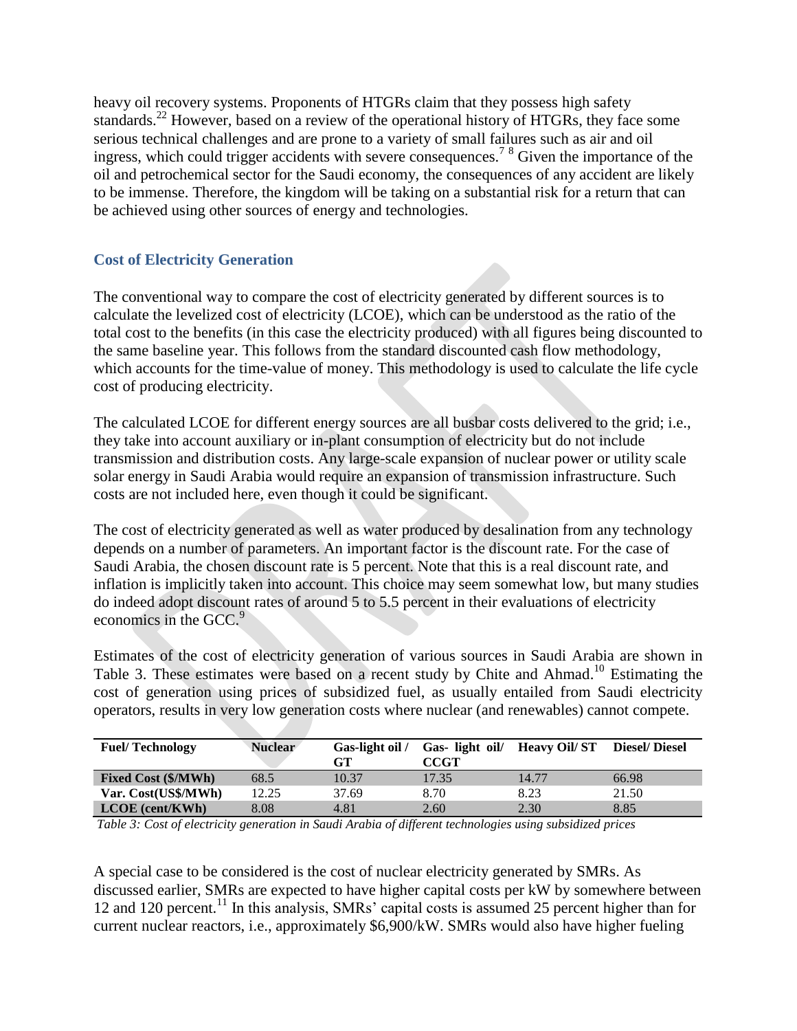heavy oil recovery systems. Proponents of HTGRs claim that they possess high safety standards.[22] However, based on a review of the operational history of HTGRs, they face some serious technical challenges and are prone to a variety of small failures such as air and oil ingress, which could trigger accidents with severe consequences.[7 8] Given the importance of the oil and petrochemical sector for the Saudi economy, the consequences of any accident are likely to be immense. Therefore, the kingdom will be taking on a substantial risk for a return that can be achieved using other sources of energy and technologies.

### Cost of Electricity Generation

The conventional way to compare the cost of electricity generated by different sources is to calculate the levelized cost of electricity (LCOE), which can be understood as the ratio of the total cost to the benefits (in this case the electricity produced) with all figures being discounted to the same baseline year. This follows from the standard discounted cash flow methodology, which accounts for the time-value of money. This methodology is used to calculate the life cycle cost of producing electricity.

The calculated LCOE for different energy sources are all busbar costs delivered to the grid; i.e., they take into account auxiliary or in-plant consumption of electricity but do not include transmission and distribution costs. Any large-scale expansion of nuclear power or utility scale solar energy in Saudi Arabia would require an expansion of transmission infrastructure. Such costs are not included here, even though it could be significant.

The cost of electricity generated as well as water produced by desalination from any technology depends on a number of parameters. An important factor is the discount rate. For the case of Saudi Arabia, the chosen discount rate is 5 percent. Note that this is a real discount rate, and inflation is implicitly taken into account. This choice may seem somewhat low, but many studies do indeed adopt discount rates of around 5 to 5.5 percent in their evaluations of electricity economics in the GCC.[9]

Estimates of the cost of electricity generation of various sources in Saudi Arabia are shown in Table 3. These estimates were based on a recent study by Chite and Ahmad.[10] Estimating the cost of generation using prices of subsidized fuel, as usually entailed from Saudi electricity operators, results in very low generation costs where nuclear (and renewables) cannot compete.

| Fuel/ Technology | Nuclear | Gas-light oil / GT | Gas- light oil/ CCGT | Heavy Oil/ ST | Diesel/ Diesel |
|---|---|---|---|---|---|
| **Fixed Cost ($/MWh)** | 68.5 | 10.37 | 17.35 | 14.77 | 66.98 |
| **Var. Cost(US$/MWh)** | 12.25 | 37.69 | 8.70 | 8.23 | 21.50 |
| **LCOE (cent/KWh)** | 8.08 | 4.81 | 2.60 | 2.30 | 8.85 |

*Table 3: Cost of electricity generation in Saudi Arabia of different technologies using subsidized prices*

A special case to be considered is the cost of nuclear electricity generated by SMRs. As discussed earlier, SMRs are expected to have higher capital costs per kW by somewhere between 12 and 120 percent.[11] In this analysis, SMRs' capital costs is assumed 25 percent higher than for current nuclear reactors, i.e., approximately $6,900/kW. SMRs would also have higher fueling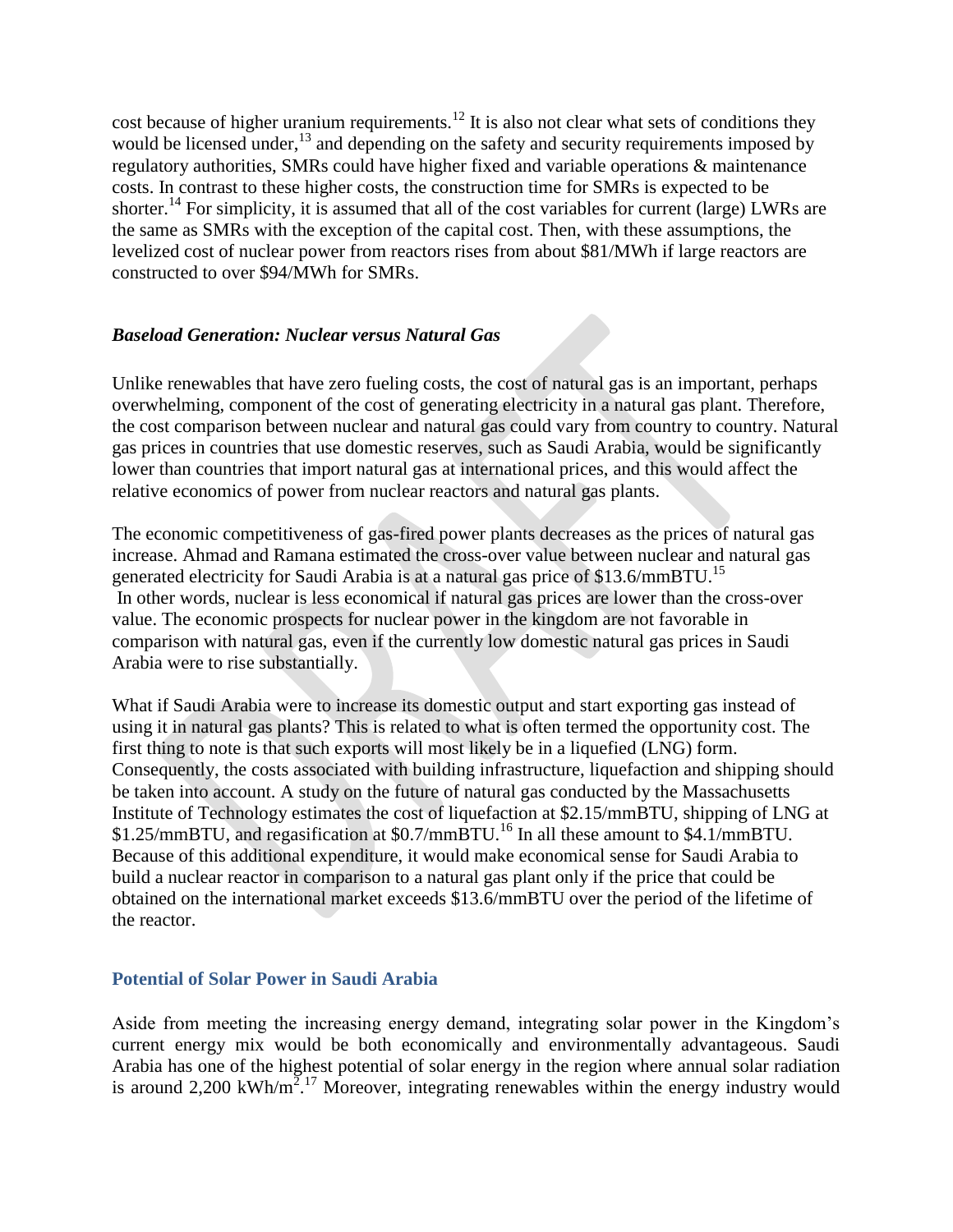cost because of higher uranium requirements.[12] It is also not clear what sets of conditions they would be licensed under,[13] and depending on the safety and security requirements imposed by regulatory authorities, SMRs could have higher fixed and variable operations & maintenance costs. In contrast to these higher costs, the construction time for SMRs is expected to be shorter.[14] For simplicity, it is assumed that all of the cost variables for current (large) LWRs are the same as SMRs with the exception of the capital cost. Then, with these assumptions, the levelized cost of nuclear power from reactors rises from about \$81/MWh if large reactors are constructed to over \$94/MWh for SMRs.

### *Baseload Generation: Nuclear versus Natural Gas*

Unlike renewables that have zero fueling costs, the cost of natural gas is an important, perhaps overwhelming, component of the cost of generating electricity in a natural gas plant. Therefore, the cost comparison between nuclear and natural gas could vary from country to country. Natural gas prices in countries that use domestic reserves, such as Saudi Arabia, would be significantly lower than countries that import natural gas at international prices, and this would affect the relative economics of power from nuclear reactors and natural gas plants.

The economic competitiveness of gas-fired power plants decreases as the prices of natural gas increase. Ahmad and Ramana estimated the cross-over value between nuclear and natural gas generated electricity for Saudi Arabia is at a natural gas price of \$13.6/mmBTU.[15] In other words, nuclear is less economical if natural gas prices are lower than the cross-over value. The economic prospects for nuclear power in the kingdom are not favorable in comparison with natural gas, even if the currently low domestic natural gas prices in Saudi Arabia were to rise substantially.

What if Saudi Arabia were to increase its domestic output and start exporting gas instead of using it in natural gas plants? This is related to what is often termed the opportunity cost. The first thing to note is that such exports will most likely be in a liquefied (LNG) form. Consequently, the costs associated with building infrastructure, liquefaction and shipping should be taken into account. A study on the future of natural gas conducted by the Massachusetts Institute of Technology estimates the cost of liquefaction at \$2.15/mmBTU, shipping of LNG at \$1.25/mmBTU, and regasification at \$0.7/mmBTU.[16] In all these amount to \$4.1/mmBTU. Because of this additional expenditure, it would make economical sense for Saudi Arabia to build a nuclear reactor in comparison to a natural gas plant only if the price that could be obtained on the international market exceeds \$13.6/mmBTU over the period of the lifetime of the reactor.

## Potential of Solar Power in Saudi Arabia

Aside from meeting the increasing energy demand, integrating solar power in the Kingdom's current energy mix would be both economically and environmentally advantageous. Saudi Arabia has one of the highest potential of solar energy in the region where annual solar radiation is around 2,200 $kWh/m^2$.[17] Moreover, integrating renewables within the energy industry would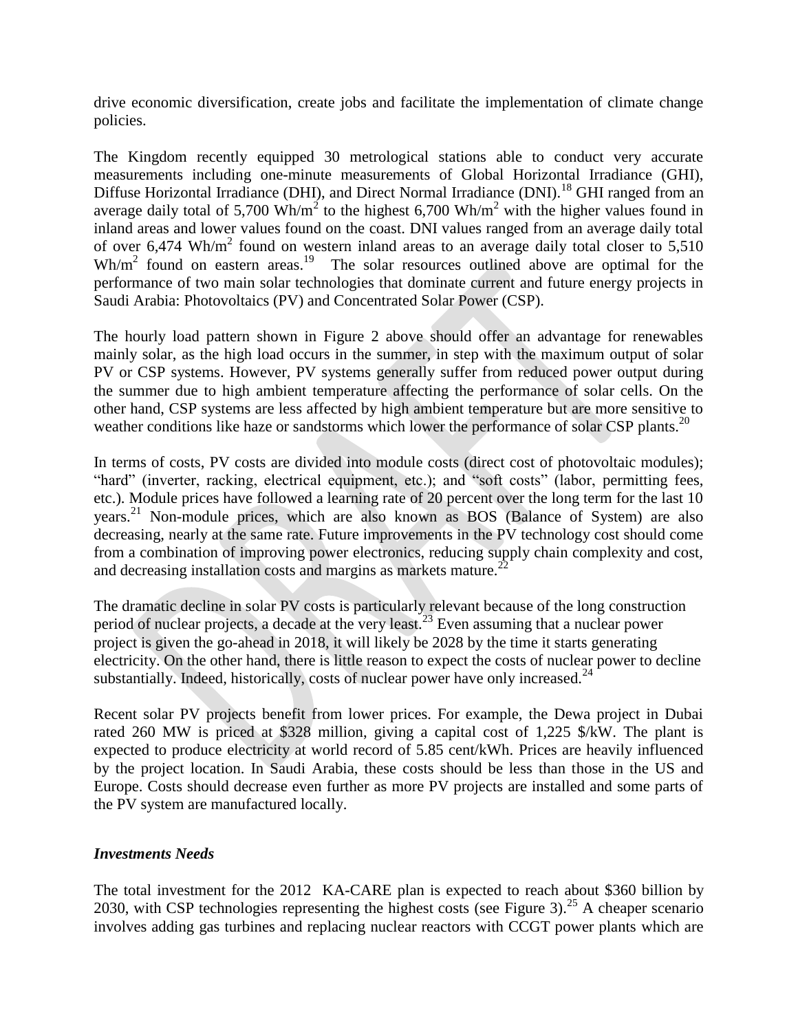drive economic diversification, create jobs and facilitate the implementation of climate change policies.

The Kingdom recently equipped 30 metrological stations able to conduct very accurate measurements including one-minute measurements of Global Horizontal Irradiance (GHI), Diffuse Horizontal Irradiance (DHI), and Direct Normal Irradiance (DNI).[18] GHI ranged from an average daily total of 5,700 Wh/m$^2$ to the highest 6,700 Wh/m$^2$ with the higher values found in inland areas and lower values found on the coast. DNI values ranged from an average daily total of over 6,474 Wh/m$^2$ found on western inland areas to an average daily total closer to 5,510 Wh/m$^2$ found on eastern areas.[19] The solar resources outlined above are optimal for the performance of two main solar technologies that dominate current and future energy projects in Saudi Arabia: Photovoltaics (PV) and Concentrated Solar Power (CSP).

The hourly load pattern shown in Figure 2 above should offer an advantage for renewables mainly solar, as the high load occurs in the summer, in step with the maximum output of solar PV or CSP systems. However, PV systems generally suffer from reduced power output during the summer due to high ambient temperature affecting the performance of solar cells. On the other hand, CSP systems are less affected by high ambient temperature but are more sensitive to weather conditions like haze or sandstorms which lower the performance of solar CSP plants.[20]

In terms of costs, PV costs are divided into module costs (direct cost of photovoltaic modules); "hard" (inverter, racking, electrical equipment, etc.); and "soft costs" (labor, permitting fees, etc.). Module prices have followed a learning rate of 20 percent over the long term for the last 10 years.[21] Non-module prices, which are also known as BOS (Balance of System) are also decreasing, nearly at the same rate. Future improvements in the PV technology cost should come from a combination of improving power electronics, reducing supply chain complexity and cost, and decreasing installation costs and margins as markets mature.[22]

The dramatic decline in solar PV costs is particularly relevant because of the long construction period of nuclear projects, a decade at the very least.[23] Even assuming that a nuclear power project is given the go-ahead in 2018, it will likely be 2028 by the time it starts generating electricity. On the other hand, there is little reason to expect the costs of nuclear power to decline substantially. Indeed, historically, costs of nuclear power have only increased.[24]

Recent solar PV projects benefit from lower prices. For example, the Dewa project in Dubai rated 260 MW is priced at $328 million, giving a capital cost of 1,225 $/kW. The plant is expected to produce electricity at world record of 5.85 cent/kWh. Prices are heavily influenced by the project location. In Saudi Arabia, these costs should be less than those in the US and Europe. Costs should decrease even further as more PV projects are installed and some parts of the PV system are manufactured locally.

### *Investments Needs*

The total investment for the 2012 KA-CARE plan is expected to reach about $360 billion by 2030, with CSP technologies representing the highest costs (see Figure 3).[25] A cheaper scenario involves adding gas turbines and replacing nuclear reactors with CCGT power plants which are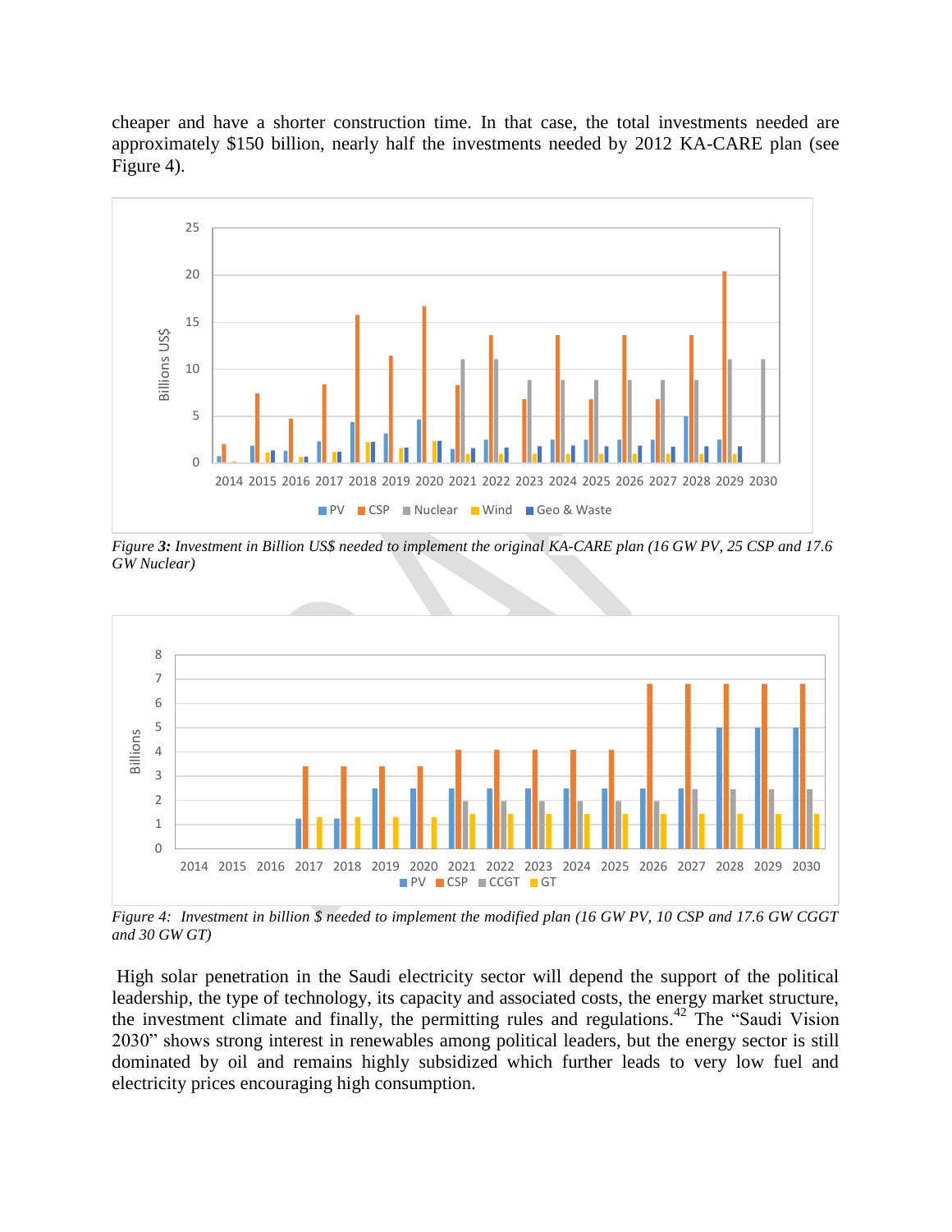cheaper and have a shorter construction time. In that case, the total investments needed are approximately $150 billion, nearly half the investments needed by 2012 KA-CARE plan (see Figure 4).

*Figure **3:** Investment in Billion US$ needed to implement the original KA-CARE plan (16 GW PV, 25 CSP and 17.6 GW Nuclear)*

*Figure 4: Investment in billion $ needed to implement the modified plan (16 GW PV, 10 CSP and 17.6 GW CGGT and 30 GW GT)*

High solar penetration in the Saudi electricity sector will depend the support of the political leadership, the type of technology, its capacity and associated costs, the energy market structure, the investment climate and finally, the permitting rules and regulations.[42] The "Saudi Vision 2030" shows strong interest in renewables among political leaders, but the energy sector is still dominated by oil and remains highly subsidized which further leads to very low fuel and electricity prices encouraging high consumption.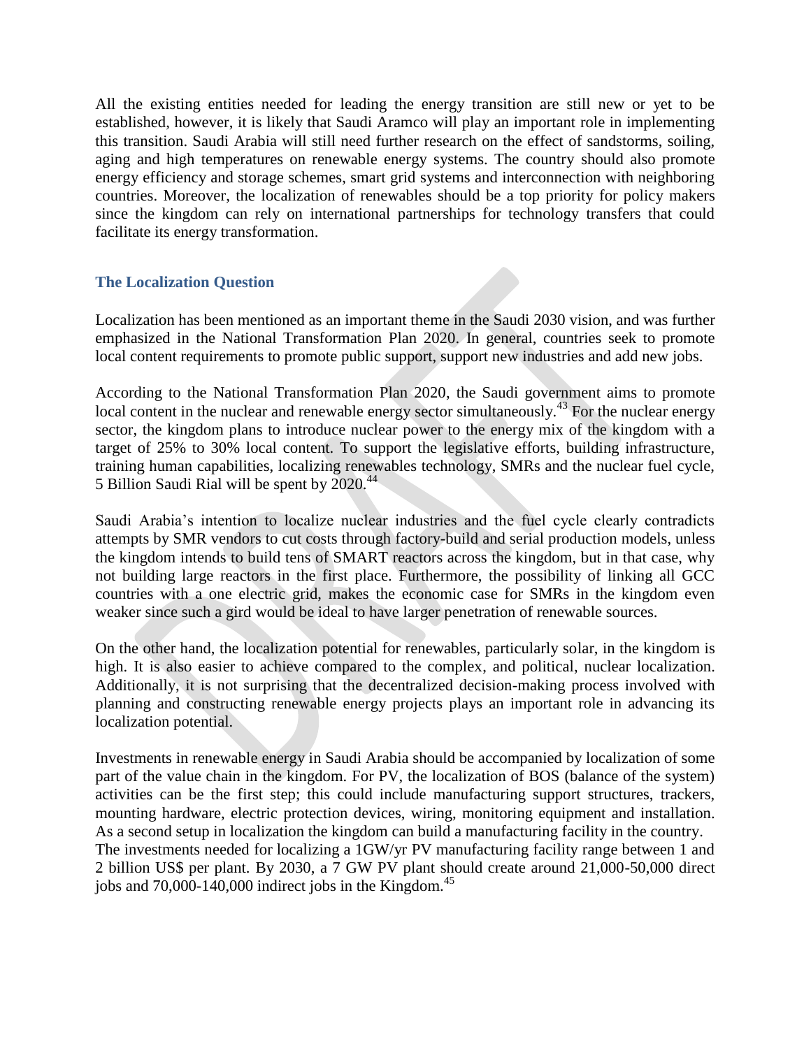All the existing entities needed for leading the energy transition are still new or yet to be established, however, it is likely that Saudi Aramco will play an important role in implementing this transition. Saudi Arabia will still need further research on the effect of sandstorms, soiling, aging and high temperatures on renewable energy systems. The country should also promote energy efficiency and storage schemes, smart grid systems and interconnection with neighboring countries. Moreover, the localization of renewables should be a top priority for policy makers since the kingdom can rely on international partnerships for technology transfers that could facilitate its energy transformation.

## The Localization Question

Localization has been mentioned as an important theme in the Saudi 2030 vision, and was further emphasized in the National Transformation Plan 2020. In general, countries seek to promote local content requirements to promote public support, support new industries and add new jobs.

According to the National Transformation Plan 2020, the Saudi government aims to promote local content in the nuclear and renewable energy sector simultaneously.[43] For the nuclear energy sector, the kingdom plans to introduce nuclear power to the energy mix of the kingdom with a target of 25% to 30% local content. To support the legislative efforts, building infrastructure, training human capabilities, localizing renewables technology, SMRs and the nuclear fuel cycle, 5 Billion Saudi Rial will be spent by 2020.[44]

Saudi Arabia's intention to localize nuclear industries and the fuel cycle clearly contradicts attempts by SMR vendors to cut costs through factory-build and serial production models, unless the kingdom intends to build tens of SMART reactors across the kingdom, but in that case, why not building large reactors in the first place. Furthermore, the possibility of linking all GCC countries with a one electric grid, makes the economic case for SMRs in the kingdom even weaker since such a gird would be ideal to have larger penetration of renewable sources.

On the other hand, the localization potential for renewables, particularly solar, in the kingdom is high. It is also easier to achieve compared to the complex, and political, nuclear localization. Additionally, it is not surprising that the decentralized decision-making process involved with planning and constructing renewable energy projects plays an important role in advancing its localization potential.

Investments in renewable energy in Saudi Arabia should be accompanied by localization of some part of the value chain in the kingdom. For PV, the localization of BOS (balance of the system) activities can be the first step; this could include manufacturing support structures, trackers, mounting hardware, electric protection devices, wiring, monitoring equipment and installation. As a second setup in localization the kingdom can build a manufacturing facility in the country.
The investments needed for localizing a 1GW/yr PV manufacturing facility range between 1 and 2 billion US$ per plant. By 2030, a 7 GW PV plant should create around 21,000-50,000 direct jobs and 70,000-140,000 indirect jobs in the Kingdom.[45]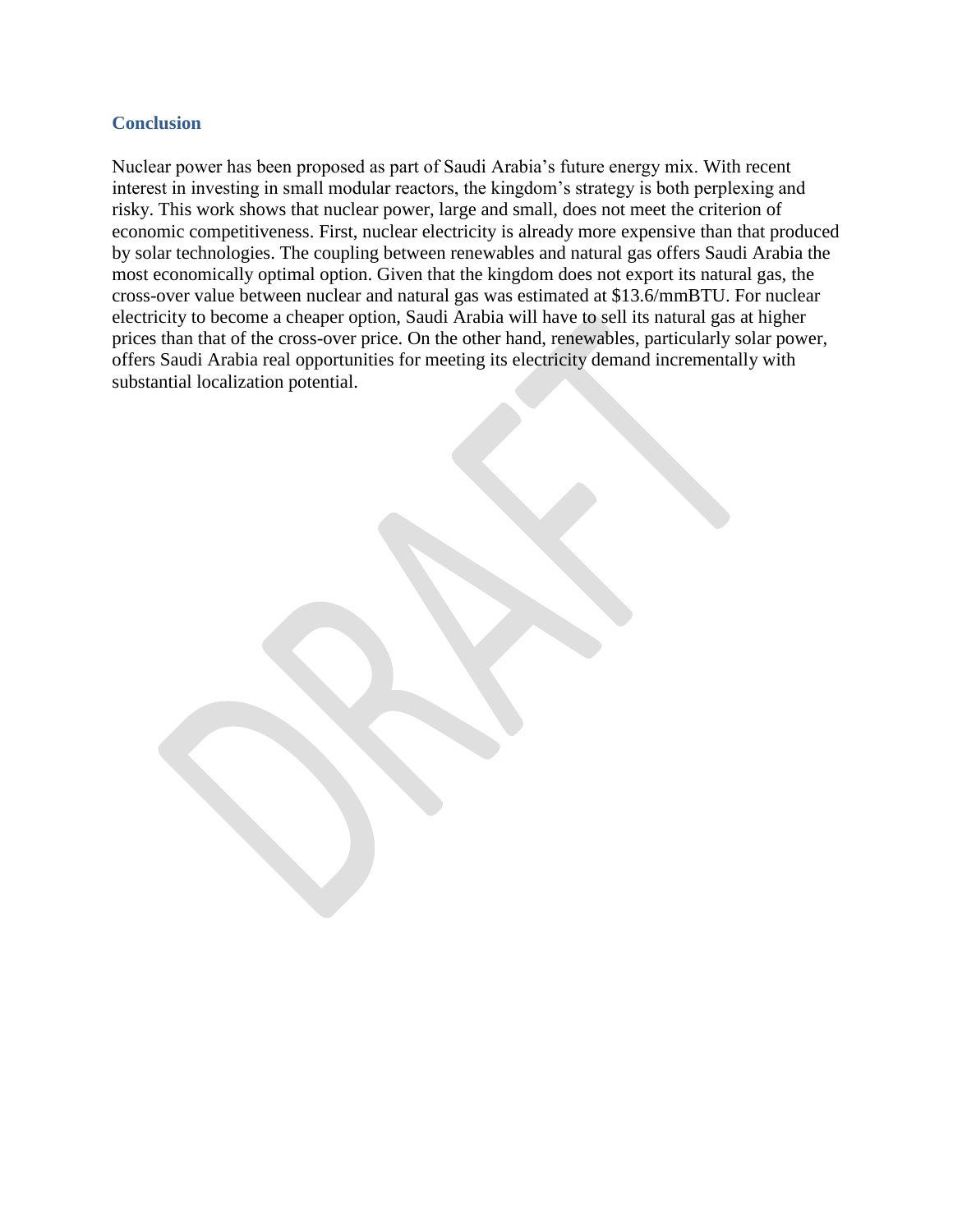## Conclusion

Nuclear power has been proposed as part of Saudi Arabia's future energy mix. With recent interest in investing in small modular reactors, the kingdom's strategy is both perplexing and risky. This work shows that nuclear power, large and small, does not meet the criterion of economic competitiveness. First, nuclear electricity is already more expensive than that produced by solar technologies. The coupling between renewables and natural gas offers Saudi Arabia the most economically optimal option. Given that the kingdom does not export its natural gas, the cross-over value between nuclear and natural gas was estimated at $13.6/mmBTU. For nuclear electricity to become a cheaper option, Saudi Arabia will have to sell its natural gas at higher prices than that of the cross-over price. On the other hand, renewables, particularly solar power, offers Saudi Arabia real opportunities for meeting its electricity demand incrementally with substantial localization potential.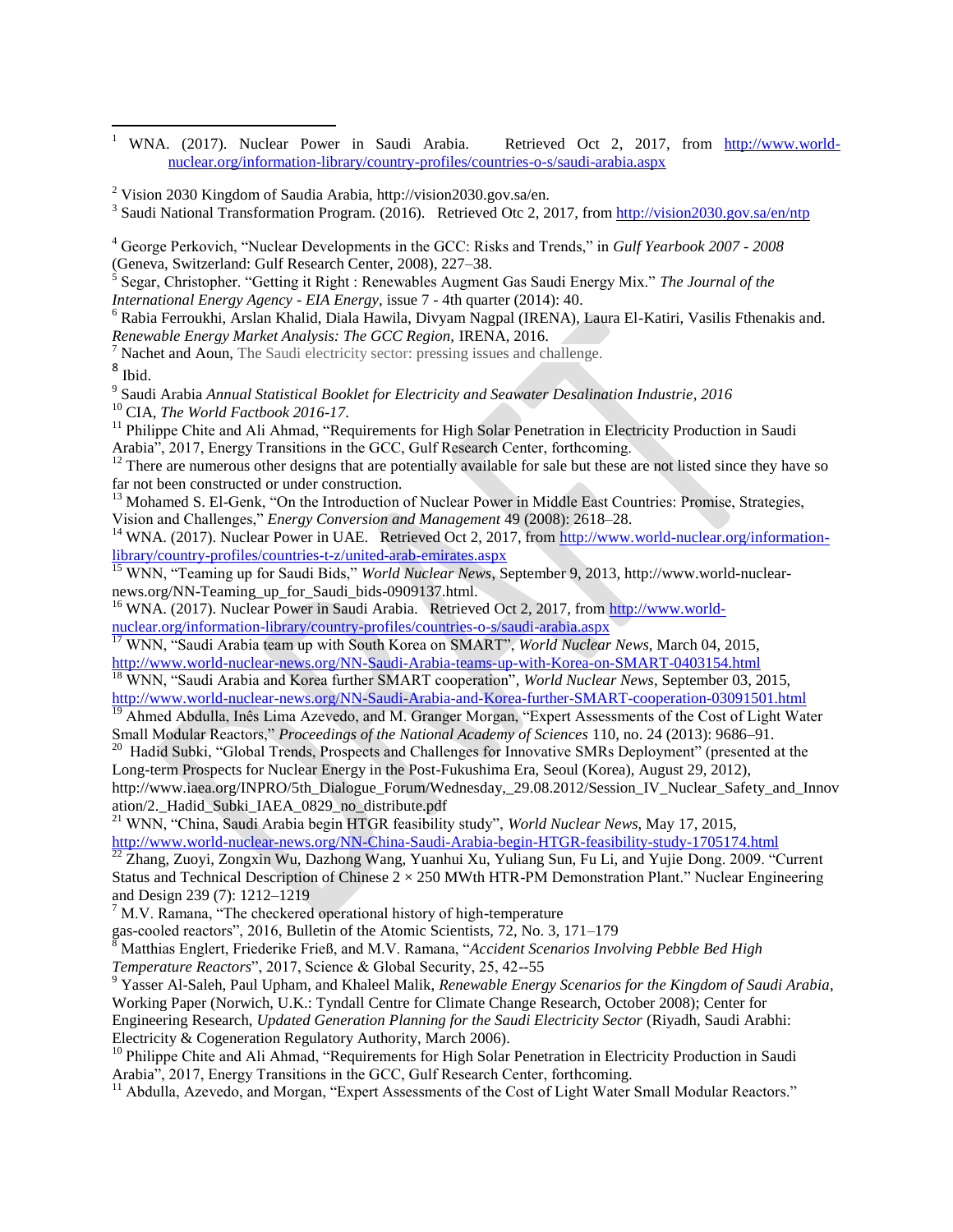[1] WNA. (2017). Nuclear Power in Saudi Arabia. Retrieved Oct 2, 2017, from http://www.world-nuclear.org/information-library/country-profiles/countries-o-s/saudi-arabia.aspx

[2] Vision 2030 Kingdom of Saudia Arabia, http://vision2030.gov.sa/en.

[3] Saudi National Transformation Program. (2016). Retrieved Otc 2, 2017, from http://vision2030.gov.sa/en/ntp

[4] George Perkovich, "Nuclear Developments in the GCC: Risks and Trends," in *Gulf Yearbook 2007 - 2008* (Geneva, Switzerland: Gulf Research Center, 2008), 227–38.

[5] Segar, Christopher. "Getting it Right : Renewables Augment Gas Saudi Energy Mix." *The Journal of the International Energy Agency - EIA Energy*, issue 7 - 4th quarter (2014): 40.

[6] Rabia Ferroukhi, Arslan Khalid, Diala Hawila, Divyam Nagpal (IRENA), Laura El-Katiri, Vasilis Fthenakis and. *Renewable Energy Market Analysis: The GCC Region*, IRENA, 2016.

[7] Nachet and Aoun, The Saudi electricity sector: pressing issues and challenge.

[8] Ibid.

[9] Saudi Arabia *Annual Statistical Booklet for Electricity and Seawater Desalination Industrie, 2016*

[10] CIA, *The World Factbook 2016-17*.

[11] Philippe Chite and Ali Ahmad, "Requirements for High Solar Penetration in Electricity Production in Saudi Arabia", 2017, Energy Transitions in the GCC, Gulf Research Center, forthcoming.

[12] There are numerous other designs that are potentially available for sale but these are not listed since they have so far not been constructed or under construction.

[13] Mohamed S. El-Genk, "On the Introduction of Nuclear Power in Middle East Countries: Promise, Strategies, Vision and Challenges," *Energy Conversion and Management* 49 (2008): 2618–28.

[14] WNA. (2017). Nuclear Power in UAE. Retrieved Oct 2, 2017, from http://www.world-nuclear.org/information-library/country-profiles/countries-t-z/united-arab-emirates.aspx

[15] WNN, "Teaming up for Saudi Bids," *World Nuclear News*, September 9, 2013, http://www.world-nuclear-news.org/NN-Teaming_up_for_Saudi_bids-0909137.html.

[16] WNA. (2017). Nuclear Power in Saudi Arabia. Retrieved Oct 2, 2017, from http://www.world-nuclear.org/information-library/country-profiles/countries-o-s/saudi-arabia.aspx

[17] WNN, "Saudi Arabia team up with South Korea on SMART", *World Nuclear News*, March 04, 2015, http://www.world-nuclear-news.org/NN-Saudi-Arabia-teams-up-with-Korea-on-SMART-0403154.html

[18] WNN, "Saudi Arabia and Korea further SMART cooperation", *World Nuclear News*, September 03, 2015, http://www.world-nuclear-news.org/NN-Saudi-Arabia-and-Korea-further-SMART-cooperation-03091501.html

[19] Ahmed Abdulla, Inês Lima Azevedo, and M. Granger Morgan, "Expert Assessments of the Cost of Light Water Small Modular Reactors," *Proceedings of the National Academy of Sciences* 110, no. 24 (2013): 9686–91.

[20] Hadid Subki, "Global Trends, Prospects and Challenges for Innovative SMRs Deployment" (presented at the Long-term Prospects for Nuclear Energy in the Post-Fukushima Era, Seoul (Korea), August 29, 2012), http://www.iaea.org/INPRO/5th_Dialogue_Forum/Wednesday,_29.08.2012/Session_IV_Nuclear_Safety_and_Innovation/2._Hadid_Subki_IAEA_0829_no_distribute.pdf

[21] WNN, "China, Saudi Arabia begin HTGR feasibility study", *World Nuclear News*, May 17, 2015, http://www.world-nuclear-news.org/NN-China-Saudi-Arabia-begin-HTGR-feasibility-study-1705174.html

[22] Zhang, Zuoyi, Zongxin Wu, Dazhong Wang, Yuanhui Xu, Yuliang Sun, Fu Li, and Yujie Dong. 2009. "Current Status and Technical Description of Chinese 2 × 250 MWth HTR-PM Demonstration Plant." Nuclear Engineering and Design 239 (7): 1212–1219

[7] M.V. Ramana, "The checkered operational history of high-temperature gas-cooled reactors", 2016, Bulletin of the Atomic Scientists, 72, No. 3, 171–179

[8] Matthias Englert, Friederike Frieß, and M.V. Ramana, "*Accident Scenarios Involving Pebble Bed High Temperature Reactors*", 2017, Science & Global Security, 25, 42--55

[9] Yasser Al-Saleh, Paul Upham, and Khaleel Malik, *Renewable Energy Scenarios for the Kingdom of Saudi Arabia*, Working Paper (Norwich, U.K.: Tyndall Centre for Climate Change Research, October 2008); Center for Engineering Research, *Updated Generation Planning for the Saudi Electricity Sector* (Riyadh, Saudi Arabhi: Electricity & Cogeneration Regulatory Authority, March 2006).

[10] Philippe Chite and Ali Ahmad, "Requirements for High Solar Penetration in Electricity Production in Saudi Arabia", 2017, Energy Transitions in the GCC, Gulf Research Center, forthcoming.

[11] Abdulla, Azevedo, and Morgan, "Expert Assessments of the Cost of Light Water Small Modular Reactors."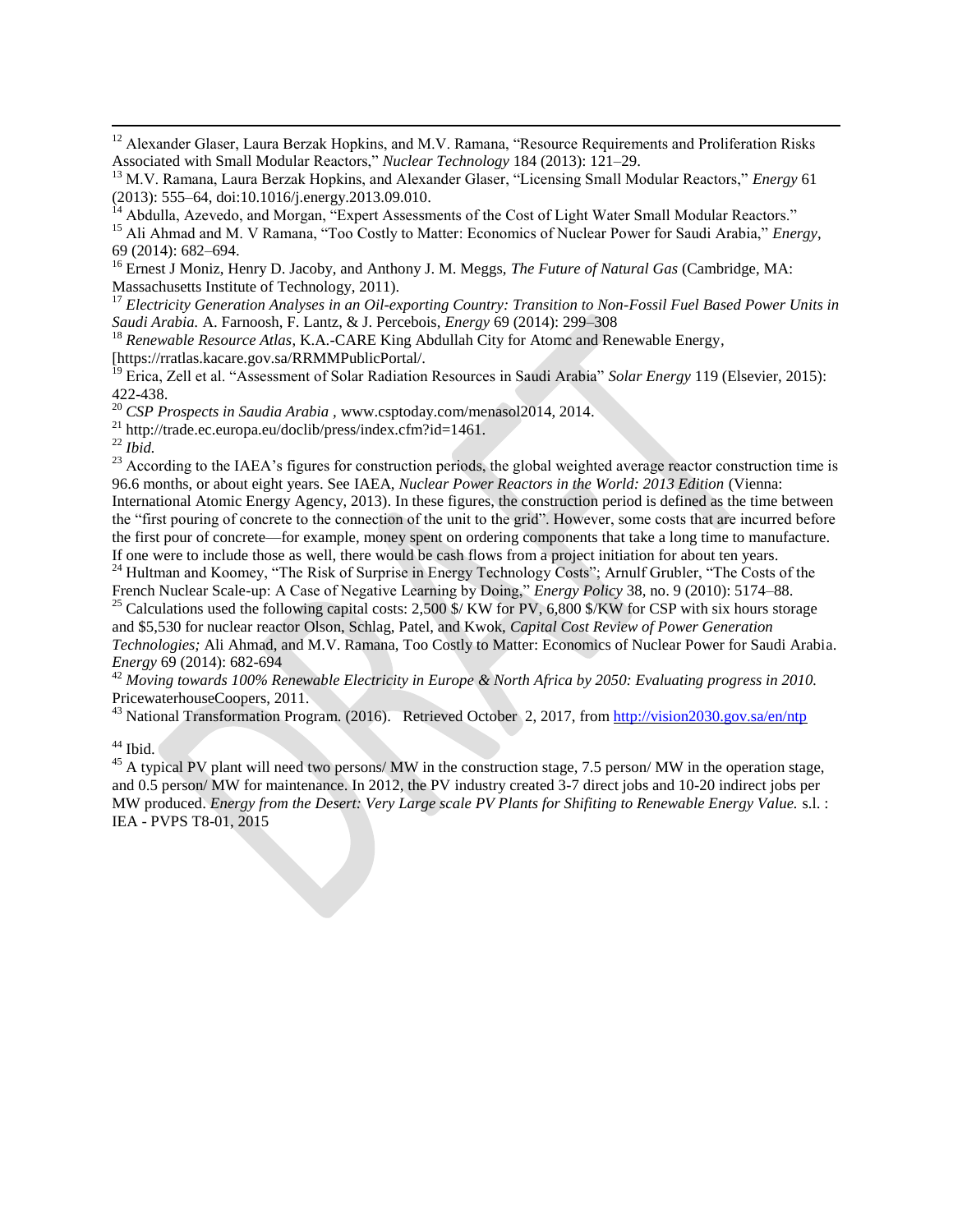[12] Alexander Glaser, Laura Berzak Hopkins, and M.V. Ramana, "Resource Requirements and Proliferation Risks Associated with Small Modular Reactors," *Nuclear Technology* 184 (2013): 121–29.

[13] M.V. Ramana, Laura Berzak Hopkins, and Alexander Glaser, "Licensing Small Modular Reactors," *Energy* 61 (2013): 555–64, doi:10.1016/j.energy.2013.09.010.

[14] Abdulla, Azevedo, and Morgan, "Expert Assessments of the Cost of Light Water Small Modular Reactors."

[15] Ali Ahmad and M. V Ramana, "Too Costly to Matter: Economics of Nuclear Power for Saudi Arabia," *Energy*, 69 (2014): 682–694.

[16] Ernest J Moniz, Henry D. Jacoby, and Anthony J. M. Meggs, *The Future of Natural Gas* (Cambridge, MA: Massachusetts Institute of Technology, 2011).

[17] *Electricity Generation Analyses in an Oil-exporting Country: Transition to Non-Fossil Fuel Based Power Units in Saudi Arabia.* A. Farnoosh, F. Lantz, & J. Percebois, *Energy* 69 (2014): 299–308

[18] *Renewable Resource Atlas*, K.A.-CARE King Abdullah City for Atomc and Renewable Energy, [https://rratlas.kacare.gov.sa/RRMMPublicPortal/.

[19] Erica, Zell et al. "Assessment of Solar Radiation Resources in Saudi Arabia" *Solar Energy* 119 (Elsevier, 2015): 422-438.

[20] *CSP Prospects in Saudia Arabia* , www.csptoday.com/menasol2014, 2014.

[21] http://trade.ec.europa.eu/doclib/press/index.cfm?id=1461.

[22] *Ibid.*

[23] According to the IAEA's figures for construction periods, the global weighted average reactor construction time is 96.6 months, or about eight years. See IAEA, *Nuclear Power Reactors in the World: 2013 Edition* (Vienna: International Atomic Energy Agency, 2013). In these figures, the construction period is defined as the time between the "first pouring of concrete to the connection of the unit to the grid". However, some costs that are incurred before the first pour of concrete—for example, money spent on ordering components that take a long time to manufacture. If one were to include those as well, there would be cash flows from a project initiation for about ten years.

[24] Hultman and Koomey, "The Risk of Surprise in Energy Technology Costs"; Arnulf Grubler, "The Costs of the French Nuclear Scale-up: A Case of Negative Learning by Doing," *Energy Policy* 38, no. 9 (2010): 5174–88.

[25] Calculations used the following capital costs: 2,500 $/ KW for PV, 6,800 $/KW for CSP with six hours storage and $5,530 for nuclear reactor Olson, Schlag, Patel, and Kwok, *Capital Cost Review of Power Generation Technologies;* Ali Ahmad, and M.V. Ramana, Too Costly to Matter: Economics of Nuclear Power for Saudi Arabia. *Energy* 69 (2014): 682-694

[42] *Moving towards 100% Renewable Electricity in Europe & North Africa by 2050: Evaluating progress in 2010.* PricewaterhouseCoopers, 2011.

[43] National Transformation Program. (2016). Retrieved October 2, 2017, from http://vision2030.gov.sa/en/ntp

[44] Ibid.

[45] A typical PV plant will need two persons/ MW in the construction stage, 7.5 person/ MW in the operation stage, and 0.5 person/ MW for maintenance. In 2012, the PV industry created 3-7 direct jobs and 10-20 indirect jobs per MW produced. *Energy from the Desert: Very Large scale PV Plants for Shifiting to Renewable Energy Value.* s.l. : IEA - PVPS T8-01, 2015